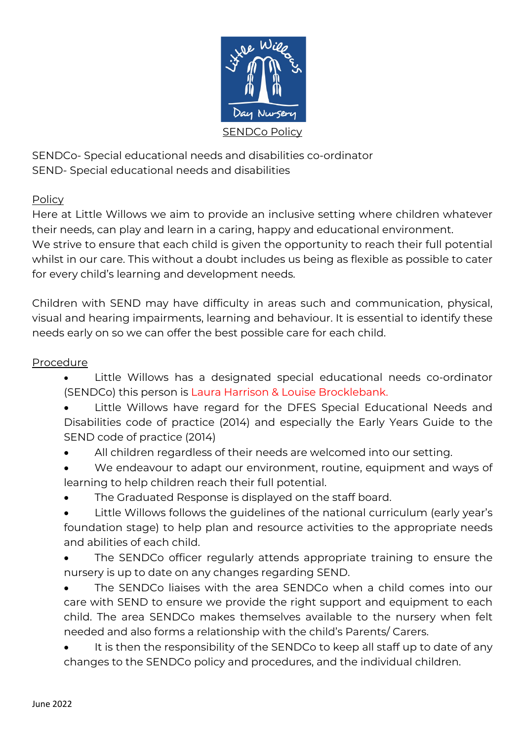# SENDCo Policy

SENDCo- Special educational needs and disabilities co-ordinator
SEND- Special educational needs and disabilities

## Policy

Here at Little Willows we aim to provide an inclusive setting where children whatever their needs, can play and learn in a caring, happy and educational environment.
We strive to ensure that each child is given the opportunity to reach their full potential whilst in our care. This without a doubt includes us being as flexible as possible to cater for every child's learning and development needs.

Children with SEND may have difficulty in areas such and communication, physical, visual and hearing impairments, learning and behaviour. It is essential to identify these needs early on so we can offer the best possible care for each child.

## Procedure

- Little Willows has a designated special educational needs co-ordinator (SENDCo) this person is Laura Harrison & Louise Brocklebank.
- Little Willows have regard for the DFES Special Educational Needs and Disabilities code of practice (2014) and especially the Early Years Guide to the SEND code of practice (2014)
- All children regardless of their needs are welcomed into our setting.
- We endeavour to adapt our environment, routine, equipment and ways of learning to help children reach their full potential.
- The Graduated Response is displayed on the staff board.
- Little Willows follows the guidelines of the national curriculum (early year's foundation stage) to help plan and resource activities to the appropriate needs and abilities of each child.
- The SENDCo officer regularly attends appropriate training to ensure the nursery is up to date on any changes regarding SEND.
- The SENDCo liaises with the area SENDCo when a child comes into our care with SEND to ensure we provide the right support and equipment to each child. The area SENDCo makes themselves available to the nursery when felt needed and also forms a relationship with the child's Parents/ Carers.
- It is then the responsibility of the SENDCo to keep all staff up to date of any changes to the SENDCo policy and procedures, and the individual children.

June 2022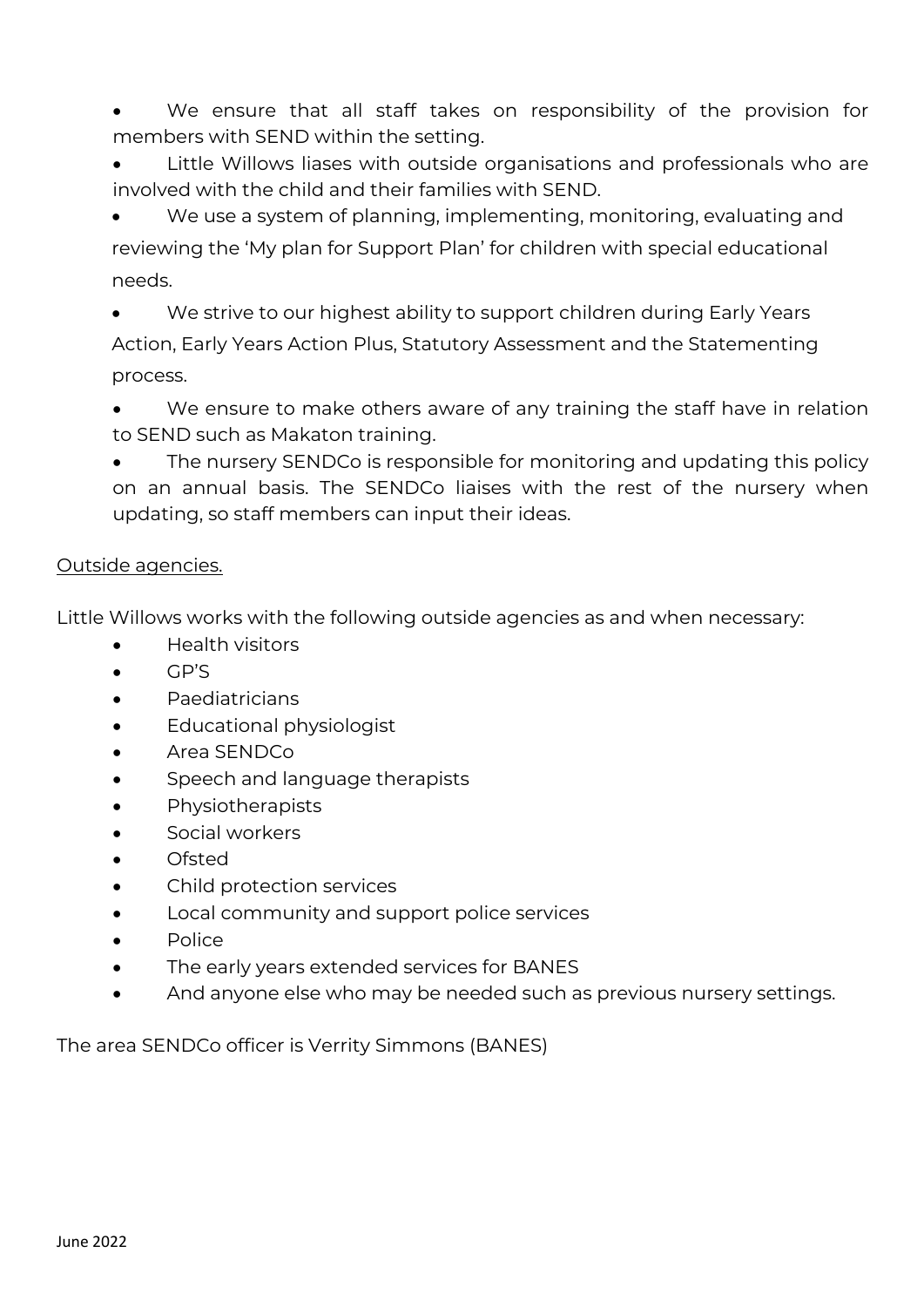- We ensure that all staff takes on responsibility of the provision for members with SEND within the setting.
- Little Willows liases with outside organisations and professionals who are involved with the child and their families with SEND.
- We use a system of planning, implementing, monitoring, evaluating and reviewing the 'My plan for Support Plan' for children with special educational needs.
- We strive to our highest ability to support children during Early Years Action, Early Years Action Plus, Statutory Assessment and the Statementing process.
- We ensure to make others aware of any training the staff have in relation to SEND such as Makaton training.
- The nursery SENDCo is responsible for monitoring and updating this policy on an annual basis. The SENDCo liaises with the rest of the nursery when updating, so staff members can input their ideas.

<u>Outside agencies.</u>

Little Willows works with the following outside agencies as and when necessary:

- Health visitors
- GP'S
- Paediatricians
- Educational physiologist
- Area SENDCo
- Speech and language therapists
- Physiotherapists
- Social workers
- Ofsted
- Child protection services
- Local community and support police services
- Police
- The early years extended services for BANES
- And anyone else who may be needed such as previous nursery settings.

The area SENDCo officer is Verrity Simmons (BANES)

June 2022